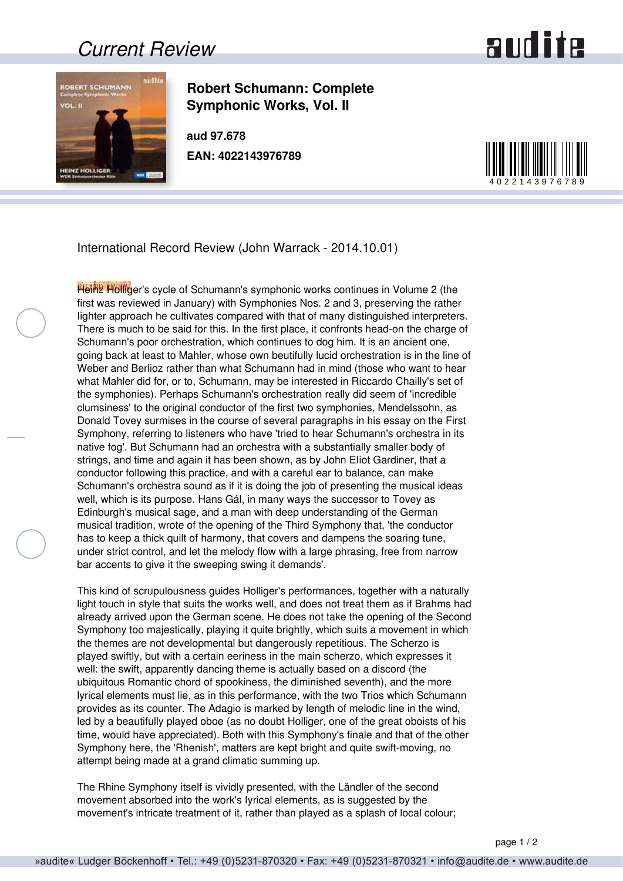## Current Review

### Robert Schumann: Complete Symphonic Works, Vol. II

**aud 97.678**

**EAN: 4022143976789**

International Record Review (John Warrack - 2014.10.01)

Heinz Holliger's cycle of Schumann's symphonic works continues in Volume 2 (the first was reviewed in January) with Symphonies Nos. 2 and 3, preserving the rather lighter approach he cultivates compared with that of many distinguished interpreters. There is much to be said for this. In the first place, it confronts head-on the charge of Schumann's poor orchestration, which continues to dog him. It is an ancient one, going back at least to Mahler, whose own beutifully lucid orchestration is in the line of Weber and Berlioz rather than what Schumann had in mind (those who want to hear what Mahler did for, or to, Schumann, may be interested in Riccardo Chailly's set of the symphonies). Perhaps Schumann's orchestration really did seem of 'incredible clumsiness' to the original conductor of the first two symphonies, Mendelssohn, as Donald Tovey surmises in the course of several paragraphs in his essay on the First Symphony, referring to listeners who have 'tried to hear Schumann's orchestra in its native fog'. But Schumann had an orchestra with a substantially smaller body of strings, and time and again it has been shown, as by John Eliot Gardiner, that a conductor following this practice, and with a careful ear to balance, can make Schumann's orchestra sound as if it is doing the job of presenting the musical ideas well, which is its purpose. Hans Gál, in many ways the successor to Tovey as Edinburgh's musical sage, and a man with deep understanding of the German musical tradition, wrote of the opening of the Third Symphony that, 'the conductor has to keep a thick quilt of harmony, that covers and dampens the soaring tune, under strict control, and let the melody flow with a large phrasing, free from narrow bar accents to give it the sweeping swing it demands'.

This kind of scrupulousness guides Holliger's performances, together with a naturally light touch in style that suits the works well, and does not treat them as if Brahms had already arrived upon the German scene. He does not take the opening of the Second Symphony too majestically, playing it quite brightly, which suits a movement in which the themes are not developmental but dangerously repetitious. The Scherzo is played swiftly, but with a certain eeriness in the main scherzo, which expresses it well: the swift, apparently dancing theme is actually based on a discord (the ubiquitous Romantic chord of spookiness, the diminished seventh), and the more lyrical elements must lie, as in this performance, with the two Trios which Schumann provides as its counter. The Adagio is marked by length of melodic line in the wind, led by a beautifully played oboe (as no doubt Holliger, one of the great oboists of his time, would have appreciated). Both with this Symphony's finale and that of the other Symphony here, the 'Rhenish', matters are kept bright and quite swift-moving, no attempt being made at a grand climatic summing up.

The Rhine Symphony itself is vividly presented, with the Ländler of the second movement absorbed into the work's lyrical elements, as is suggested by the movement's intricate treatment of it, rather than played as a splash of local colour;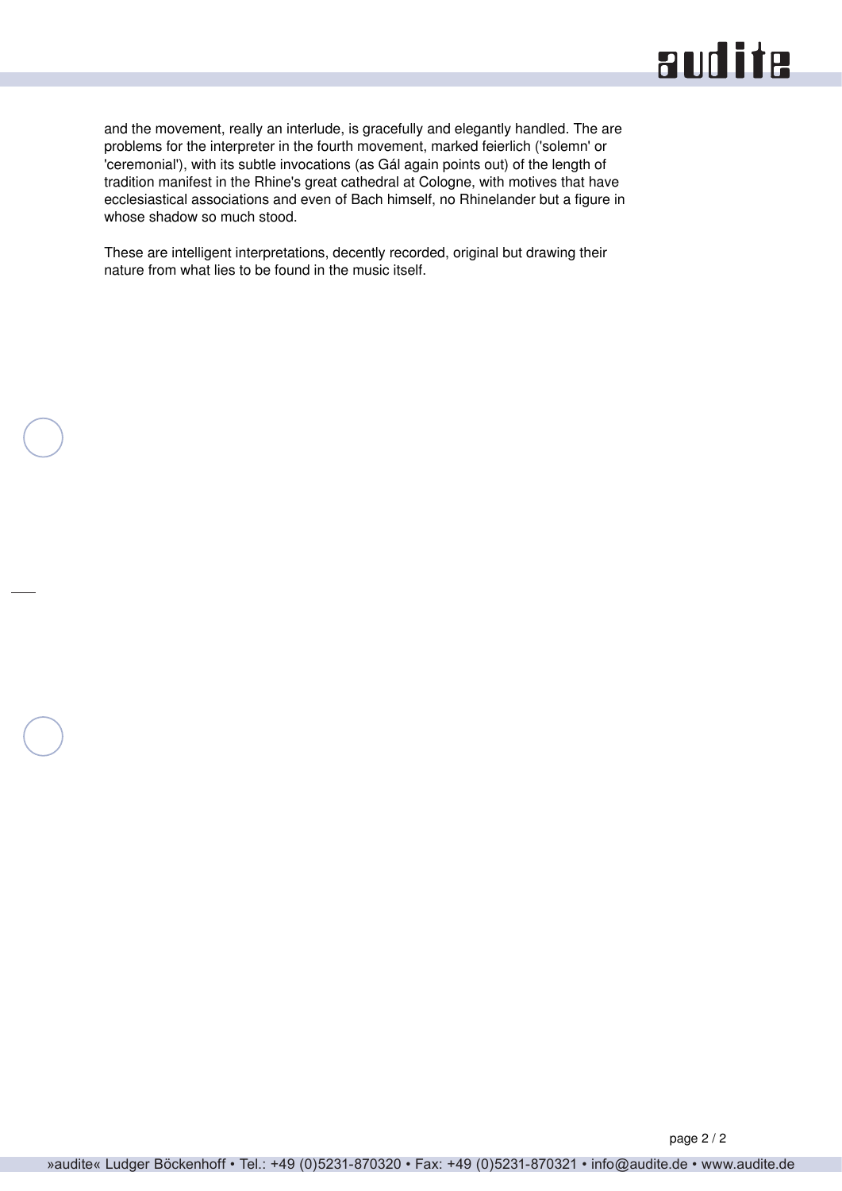and the movement, really an interlude, is gracefully and elegantly handled. The are problems for the interpreter in the fourth movement, marked feierlich ('solemn' or 'ceremonial'), with its subtle invocations (as Gál again points out) of the length of tradition manifest in the Rhine's great cathedral at Cologne, with motives that have ecclesiastical associations and even of Bach himself, no Rhinelander but a figure in whose shadow so much stood.

These are intelligent interpretations, decently recorded, original but drawing their nature from what lies to be found in the music itself.